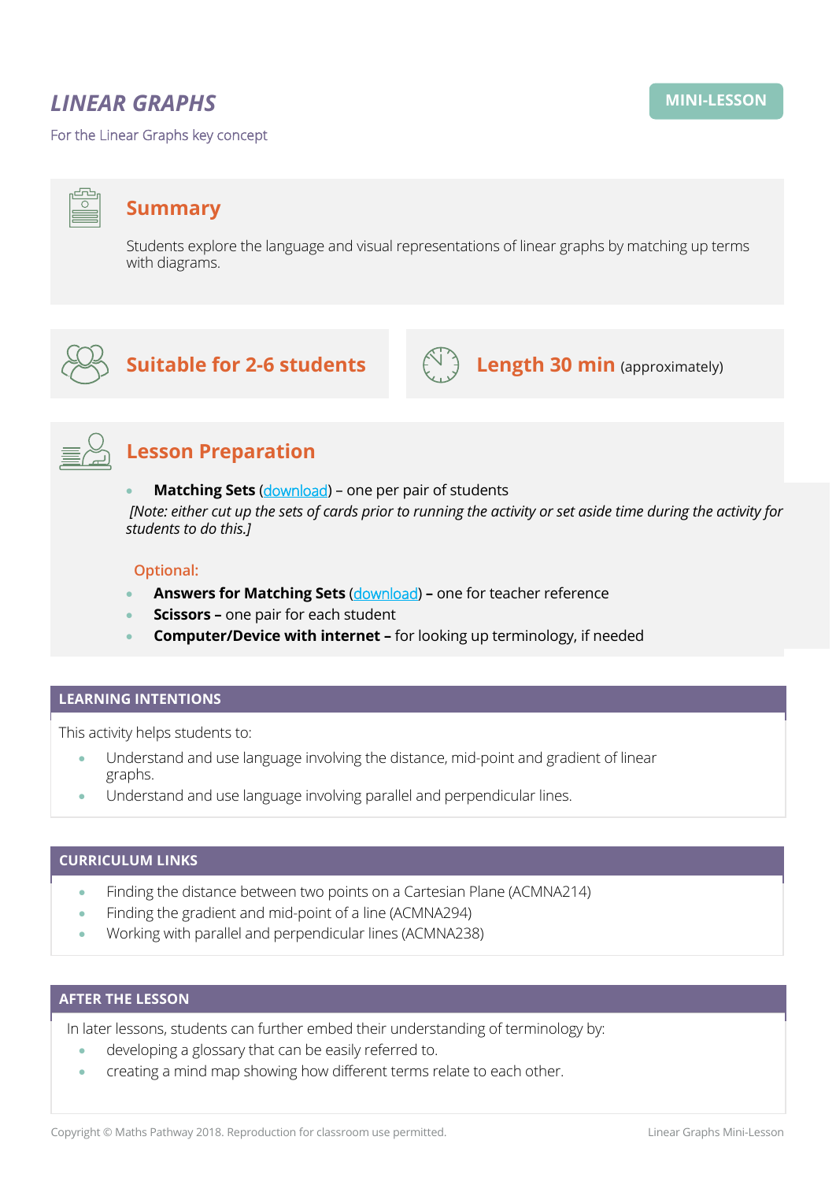# LINEAR GRAPHS

**MINI-LESSON**

For the Linear Graphs key concept

## Summary

Students explore the language and visual representations of linear graphs by matching up terms with diagrams.

## Suitable for 2-6 students

## Length 30 min (approximately)

## Lesson Preparation

- **Matching Sets** (download) – one per pair of students

*[Note: either cut up the sets of cards prior to running the activity or set aside time during the activity for students to do this.]*

Optional:

- **Answers for Matching Sets** (download) **–** one for teacher reference
- **Scissors –** one pair for each student
- **Computer/Device with internet –** for looking up terminology, if needed

## LEARNING INTENTIONS

This activity helps students to:

- Understand and use language involving the distance, mid-point and gradient of linear graphs.
- Understand and use language involving parallel and perpendicular lines.

## CURRICULUM LINKS

- Finding the distance between two points on a Cartesian Plane (ACMNA214)
- Finding the gradient and mid-point of a line (ACMNA294)
- Working with parallel and perpendicular lines (ACMNA238)

## AFTER THE LESSON

In later lessons, students can further embed their understanding of terminology by:

- developing a glossary that can be easily referred to.
- creating a mind map showing how different terms relate to each other.

Copyright © Maths Pathway 2018. Reproduction for classroom use permitted.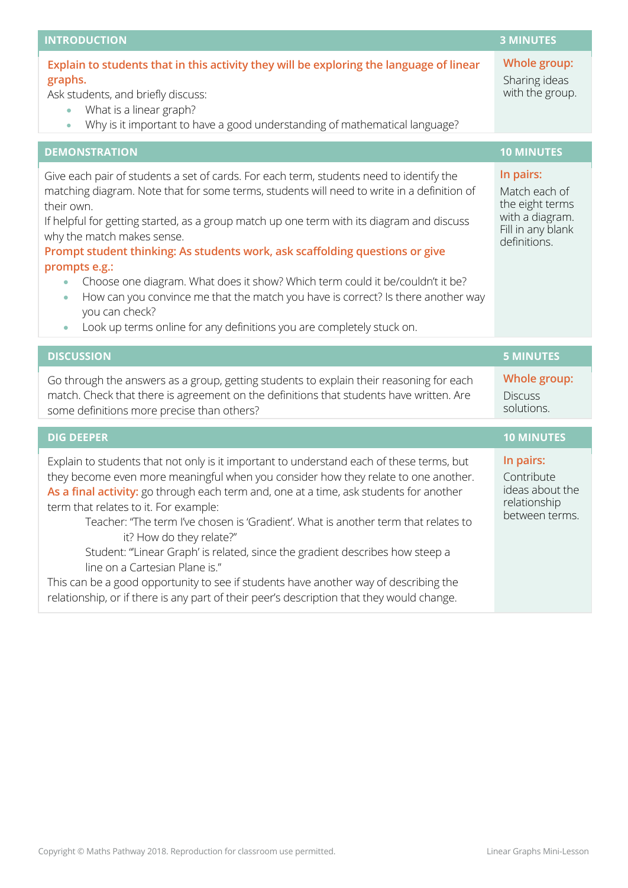| INTRODUCTION | 3 MINUTES |
| --- | --- |
| **Explain to students that in this activity they will be exploring the language of linear graphs.** Ask students, and briefly discuss: <br>• What is a linear graph? <br>• Why is it important to have a good understanding of mathematical language? | **Whole group:** Sharing ideas with the group. |

| DEMONSTRATION | 10 MINUTES |
| --- | --- |
| Give each pair of students a set of cards. For each term, students need to identify the matching diagram. Note that for some terms, students will need to write in a definition of their own. <br>If helpful for getting started, as a group match up one term with its diagram and discuss why the match makes sense. <br>**Prompt student thinking: As students work, ask scaffolding questions or give prompts e.g.:** <br>• Choose one diagram. What does it show? Which term could it be/couldn't it be? <br>• How can you convince me that the match you have is correct? Is there another way you can check? <br>• Look up terms online for any definitions you are completely stuck on. | **In pairs:** Match each of the eight terms with a diagram. Fill in any blank definitions. |

| DISCUSSION | 5 MINUTES |
| --- | --- |
| Go through the answers as a group, getting students to explain their reasoning for each match. Check that there is agreement on the definitions that students have written. Are some definitions more precise than others? | **Whole group:** Discuss solutions. |

| DIG DEEPER | 10 MINUTES |
| --- | --- |
| Explain to students that not only is it important to understand each of these terms, but they become even more meaningful when you consider how they relate to one another. <br>**As a final activity:** go through each term and, one at a time, ask students for another term that relates to it. For example: <br>Teacher: "The term I've chosen is 'Gradient'. What is another term that relates to it? How do they relate?" <br>Student: "'Linear Graph' is related, since the gradient describes how steep a line on a Cartesian Plane is." <br>This can be a good opportunity to see if students have another way of describing the relationship, or if there is any part of their peer's description that they would change. | **In pairs:** Contribute ideas about the relationship between terms. |

Copyright © Maths Pathway 2018. Reproduction for classroom use permitted.